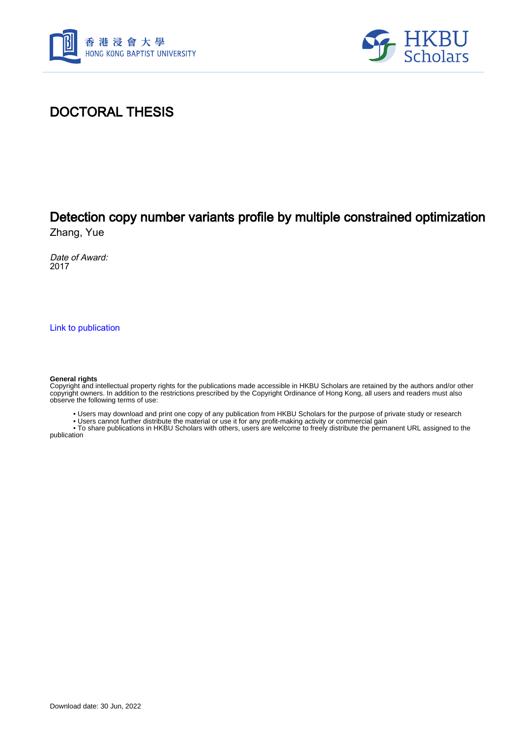香港浸會大學
HONG KONG BAPTIST UNIVERSITY

HKBU Scholars

# DOCTORAL THESIS

## Detection copy number variants profile by multiple constrained optimization

Zhang, Yue

*Date of Award:*
2017

Link to publication

**General rights**
Copyright and intellectual property rights for the publications made accessible in HKBU Scholars are retained by the authors and/or other copyright owners. In addition to the restrictions prescribed by the Copyright Ordinance of Hong Kong, all users and readers must also observe the following terms of use:

- Users may download and print one copy of any publication from HKBU Scholars for the purpose of private study or research
- Users cannot further distribute the material or use it for any profit-making activity or commercial gain
- To share publications in HKBU Scholars with others, users are welcome to freely distribute the permanent URL assigned to the publication

Download date: 30 Jun, 2022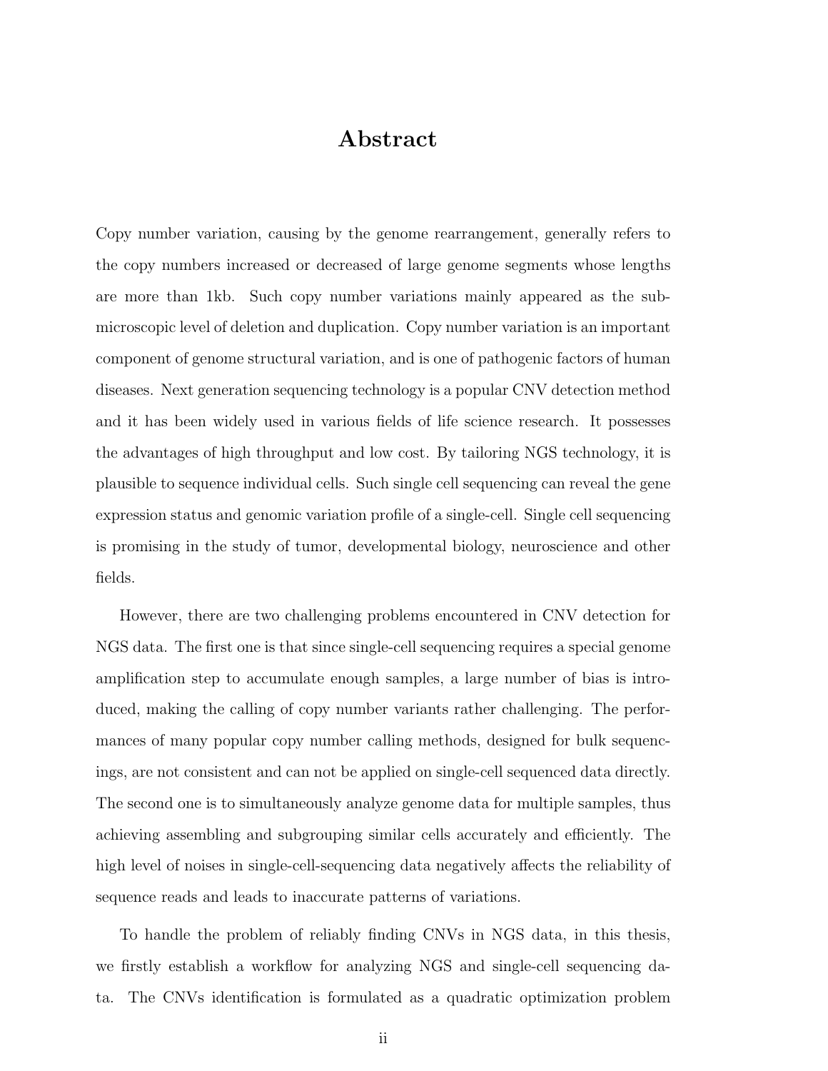# Abstract

Copy number variation, causing by the genome rearrangement, generally refers to the copy numbers increased or decreased of large genome segments whose lengths are more than 1kb. Such copy number variations mainly appeared as the sub-microscopic level of deletion and duplication. Copy number variation is an important component of genome structural variation, and is one of pathogenic factors of human diseases. Next generation sequencing technology is a popular CNV detection method and it has been widely used in various fields of life science research. It possesses the advantages of high throughput and low cost. By tailoring NGS technology, it is plausible to sequence individual cells. Such single cell sequencing can reveal the gene expression status and genomic variation profile of a single-cell. Single cell sequencing is promising in the study of tumor, developmental biology, neuroscience and other fields.

However, there are two challenging problems encountered in CNV detection for NGS data. The first one is that since single-cell sequencing requires a special genome amplification step to accumulate enough samples, a large number of bias is introduced, making the calling of copy number variants rather challenging. The performances of many popular copy number calling methods, designed for bulk sequencings, are not consistent and can not be applied on single-cell sequenced data directly. The second one is to simultaneously analyze genome data for multiple samples, thus achieving assembling and subgrouping similar cells accurately and efficiently. The high level of noises in single-cell-sequencing data negatively affects the reliability of sequence reads and leads to inaccurate patterns of variations.

To handle the problem of reliably finding CNVs in NGS data, in this thesis, we firstly establish a workflow for analyzing NGS and single-cell sequencing data. The CNVs identification is formulated as a quadratic optimization problem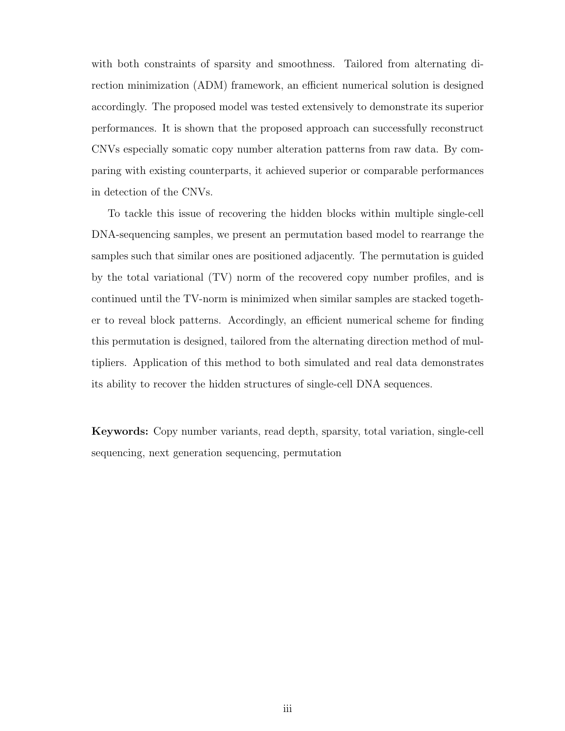with both constraints of sparsity and smoothness. Tailored from alternating direction minimization (ADM) framework, an efficient numerical solution is designed accordingly. The proposed model was tested extensively to demonstrate its superior performances. It is shown that the proposed approach can successfully reconstruct CNVs especially somatic copy number alteration patterns from raw data. By comparing with existing counterparts, it achieved superior or comparable performances in detection of the CNVs.

To tackle this issue of recovering the hidden blocks within multiple single-cell DNA-sequencing samples, we present an permutation based model to rearrange the samples such that similar ones are positioned adjacently. The permutation is guided by the total variational (TV) norm of the recovered copy number profiles, and is continued until the TV-norm is minimized when similar samples are stacked together to reveal block patterns. Accordingly, an efficient numerical scheme for finding this permutation is designed, tailored from the alternating direction method of multipliers. Application of this method to both simulated and real data demonstrates its ability to recover the hidden structures of single-cell DNA sequences.

**Keywords:** Copy number variants, read depth, sparsity, total variation, single-cell sequencing, next generation sequencing, permutation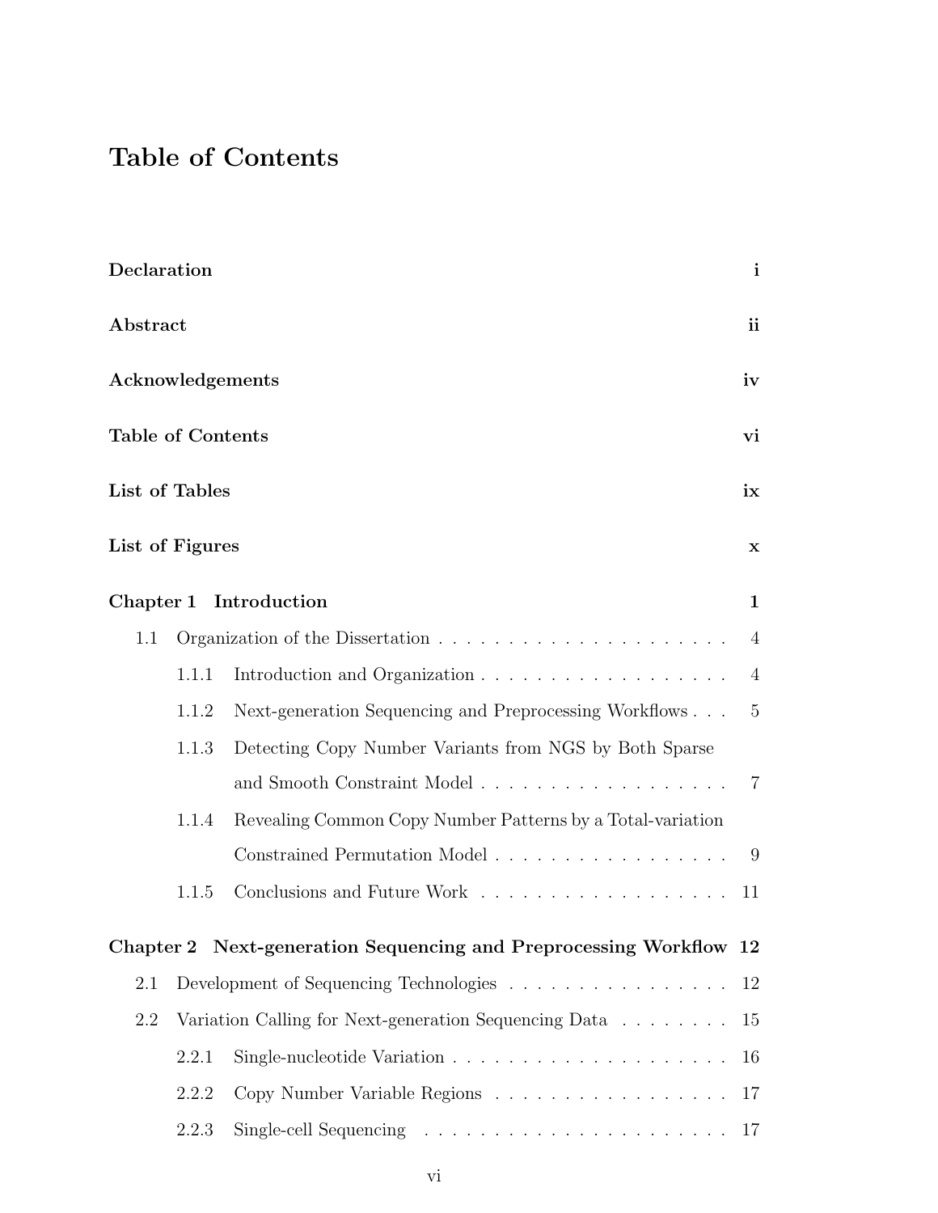# Table of Contents

**Declaration** **i**

**Abstract** **ii**

**Acknowledgements** **iv**

**Table of Contents** **vi**

**List of Tables** **ix**

**List of Figures** **x**

**Chapter 1 Introduction** **1**

- 1.1 Organization of the Dissertation . . . . . . . . . . . . . . . . . . . . . 4
  - 1.1.1 Introduction and Organization . . . . . . . . . . . . . . . . . . . 4
  - 1.1.2 Next-generation Sequencing and Preprocessing Workflows . . . 5
  - 1.1.3 Detecting Copy Number Variants from NGS by Both Sparse and Smooth Constraint Model . . . . . . . . . . . . . . . . . . 7
  - 1.1.4 Revealing Common Copy Number Patterns by a Total-variation Constrained Permutation Model . . . . . . . . . . . . . . . . . 9
  - 1.1.5 Conclusions and Future Work . . . . . . . . . . . . . . . . . . . 11

**Chapter 2 Next-generation Sequencing and Preprocessing Workflow** **12**

- 2.1 Development of Sequencing Technologies . . . . . . . . . . . . . . . . 12
- 2.2 Variation Calling for Next-generation Sequencing Data . . . . . . . . 15
  - 2.2.1 Single-nucleotide Variation . . . . . . . . . . . . . . . . . . . . 16
  - 2.2.2 Copy Number Variable Regions . . . . . . . . . . . . . . . . . . 17
  - 2.2.3 Single-cell Sequencing . . . . . . . . . . . . . . . . . . . . . . . 17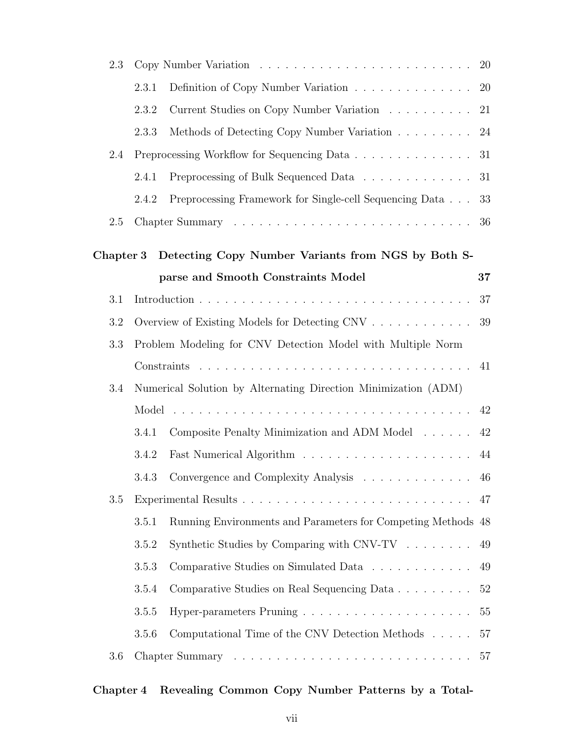2.3 Copy Number Variation . . . . . . . . . . . . . . . . . . . . . . . . . 20

2.3.1 Definition of Copy Number Variation . . . . . . . . . . . . . . 20

2.3.2 Current Studies on Copy Number Variation . . . . . . . . . . 21

2.3.3 Methods of Detecting Copy Number Variation . . . . . . . . . 24

2.4 Preprocessing Workflow for Sequencing Data . . . . . . . . . . . . . . 31

2.4.1 Preprocessing of Bulk Sequenced Data . . . . . . . . . . . . . 31

2.4.2 Preprocessing Framework for Single-cell Sequencing Data . . . 33

2.5 Chapter Summary . . . . . . . . . . . . . . . . . . . . . . . . . . . . 36

**Chapter 3 Detecting Copy Number Variants from NGS by Both Sparse and Smooth Constraints Model 37**

3.1 Introduction . . . . . . . . . . . . . . . . . . . . . . . . . . . . . . . . 37

3.2 Overview of Existing Models for Detecting CNV . . . . . . . . . . . . 39

3.3 Problem Modeling for CNV Detection Model with Multiple Norm Constraints . . . . . . . . . . . . . . . . . . . . . . . . . . . . . . . . 41

3.4 Numerical Solution by Alternating Direction Minimization (ADM) Model . . . . . . . . . . . . . . . . . . . . . . . . . . . . . . . . . . . 42

3.4.1 Composite Penalty Minimization and ADM Model . . . . . . 42

3.4.2 Fast Numerical Algorithm . . . . . . . . . . . . . . . . . . . . 44

3.4.3 Convergence and Complexity Analysis . . . . . . . . . . . . . 46

3.5 Experimental Results . . . . . . . . . . . . . . . . . . . . . . . . . . . 47

3.5.1 Running Environments and Parameters for Competing Methods 48

3.5.2 Synthetic Studies by Comparing with CNV-TV . . . . . . . . 49

3.5.3 Comparative Studies on Simulated Data . . . . . . . . . . . . 49

3.5.4 Comparative Studies on Real Sequencing Data . . . . . . . . . 52

3.5.5 Hyper-parameters Pruning . . . . . . . . . . . . . . . . . . . . 55

3.5.6 Computational Time of the CNV Detection Methods . . . . . 57

3.6 Chapter Summary . . . . . . . . . . . . . . . . . . . . . . . . . . . . 57

**Chapter 4 Revealing Common Copy Number Patterns by a Total-**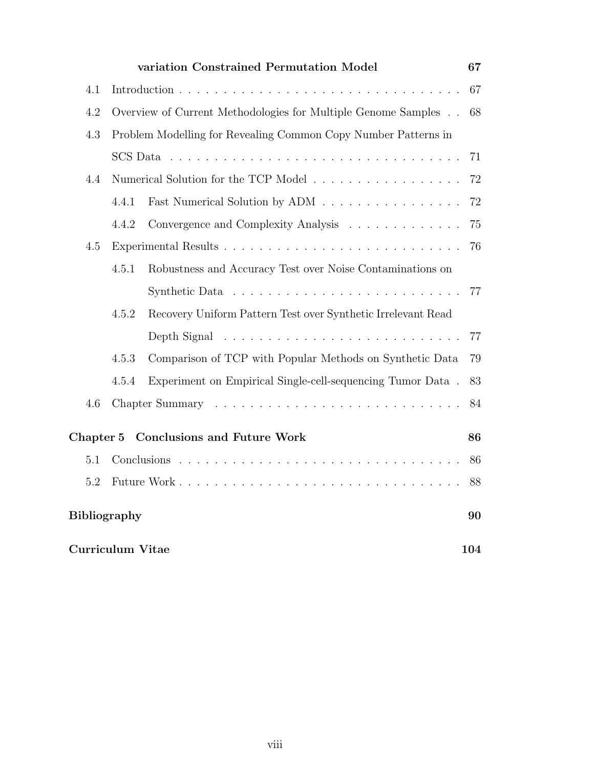**variation Constrained Permutation Model** **67**

4.1 Introduction . . . . . . . . . . . . . . . . . . . . . . . . . . . . . . . . . . 67

4.2 Overview of Current Methodologies for Multiple Genome Samples . . 68

4.3 Problem Modelling for Revealing Common Copy Number Patterns in SCS Data . . . . . . . . . . . . . . . . . . . . . . . . . . . . . . . . . . 71

4.4 Numerical Solution for the TCP Model . . . . . . . . . . . . . . . . . 72

4.4.1 Fast Numerical Solution by ADM . . . . . . . . . . . . . . . . 72

4.4.2 Convergence and Complexity Analysis . . . . . . . . . . . . . 75

4.5 Experimental Results . . . . . . . . . . . . . . . . . . . . . . . . . . . 76

4.5.1 Robustness and Accuracy Test over Noise Contaminations on Synthetic Data . . . . . . . . . . . . . . . . . . . . . . . . . . 77

4.5.2 Recovery Uniform Pattern Test over Synthetic Irrelevant Read Depth Signal . . . . . . . . . . . . . . . . . . . . . . . . . . 77

4.5.3 Comparison of TCP with Popular Methods on Synthetic Data 79

4.5.4 Experiment on Empirical Single-cell-sequencing Tumor Data . 83

4.6 Chapter Summary . . . . . . . . . . . . . . . . . . . . . . . . . . . . 84

**Chapter 5 Conclusions and Future Work** **86**

5.1 Conclusions . . . . . . . . . . . . . . . . . . . . . . . . . . . . . . . . 86

5.2 Future Work . . . . . . . . . . . . . . . . . . . . . . . . . . . . . . . . 88

**Bibliography** **90**

**Curriculum Vitae** **104**